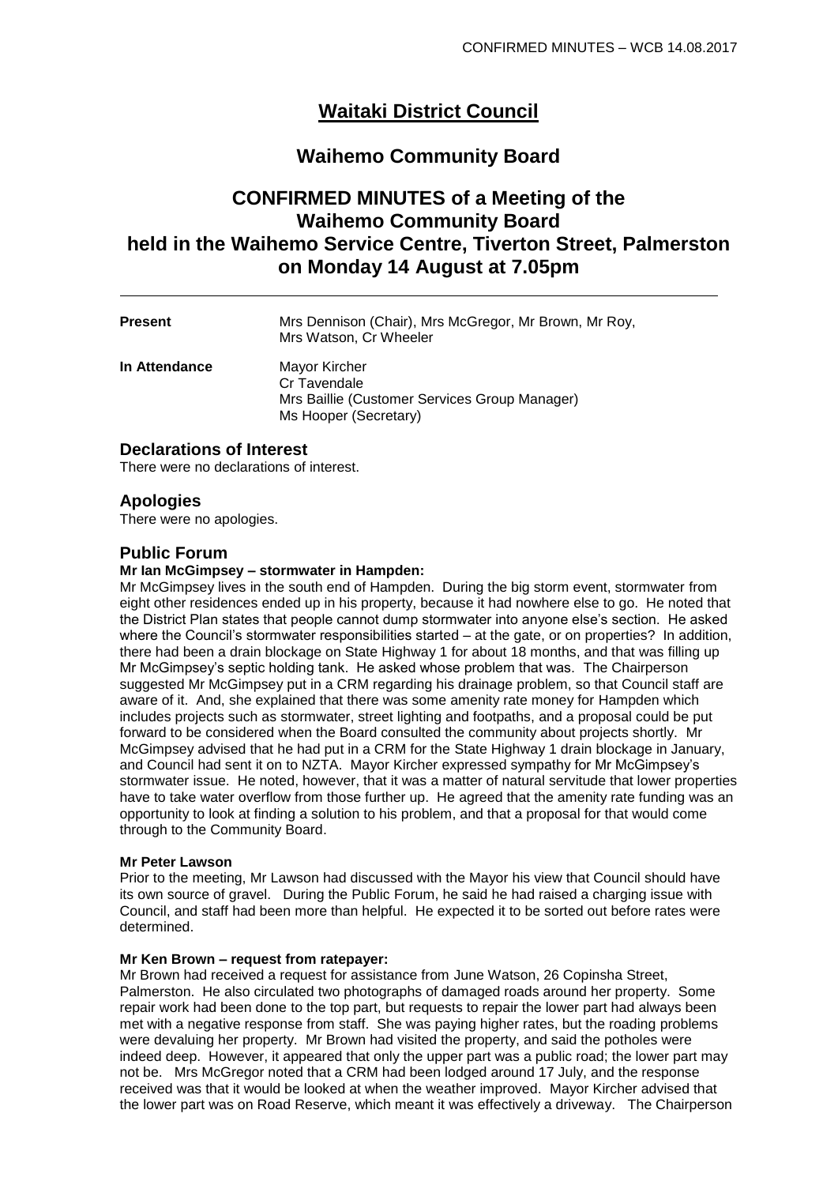# Waitaki District Council

## Waihemo Community Board

## CONFIRMED MINUTES of a Meeting of the Waihemo Community Board held in the Waihemo Service Centre, Tiverton Street, Palmerston on Monday 14 August at 7.05pm

---

| | |
|---|---|
| **Present** | Mrs Dennison (Chair), Mrs McGregor, Mr Brown, Mr Roy, Mrs Watson, Cr Wheeler |
| **In Attendance** | Mayor Kircher<br>Cr Tavendale<br>Mrs Baillie (Customer Services Group Manager)<br>Ms Hooper (Secretary) |

### Declarations of Interest

There were no declarations of interest.

### Apologies

There were no apologies.

### Public Forum

**Mr Ian McGimpsey – stormwater in Hampden:**

Mr McGimpsey lives in the south end of Hampden. During the big storm event, stormwater from eight other residences ended up in his property, because it had nowhere else to go. He noted that the District Plan states that people cannot dump stormwater into anyone else's section. He asked where the Council's stormwater responsibilities started – at the gate, or on properties? In addition, there had been a drain blockage on State Highway 1 for about 18 months, and that was filling up Mr McGimpsey's septic holding tank. He asked whose problem that was. The Chairperson suggested Mr McGimpsey put in a CRM regarding his drainage problem, so that Council staff are aware of it. And, she explained that there was some amenity rate money for Hampden which includes projects such as stormwater, street lighting and footpaths, and a proposal could be put forward to be considered when the Board consulted the community about projects shortly. Mr McGimpsey advised that he had put in a CRM for the State Highway 1 drain blockage in January, and Council had sent it on to NZTA. Mayor Kircher expressed sympathy for Mr McGimpsey's stormwater issue. He noted, however, that it was a matter of natural servitude that lower properties have to take water overflow from those further up. He agreed that the amenity rate funding was an opportunity to look at finding a solution to his problem, and that a proposal for that would come through to the Community Board.

**Mr Peter Lawson**

Prior to the meeting, Mr Lawson had discussed with the Mayor his view that Council should have its own source of gravel. During the Public Forum, he said he had raised a charging issue with Council, and staff had been more than helpful. He expected it to be sorted out before rates were determined.

**Mr Ken Brown – request from ratepayer:**

Mr Brown had received a request for assistance from June Watson, 26 Copinsha Street, Palmerston. He also circulated two photographs of damaged roads around her property. Some repair work had been done to the top part, but requests to repair the lower part had always been met with a negative response from staff. She was paying higher rates, but the roading problems were devaluing her property. Mr Brown had visited the property, and said the potholes were indeed deep. However, it appeared that only the upper part was a public road; the lower part may not be. Mrs McGregor noted that a CRM had been lodged around 17 July, and the response received was that it would be looked at when the weather improved. Mayor Kircher advised that the lower part was on Road Reserve, which meant it was effectively a driveway. The Chairperson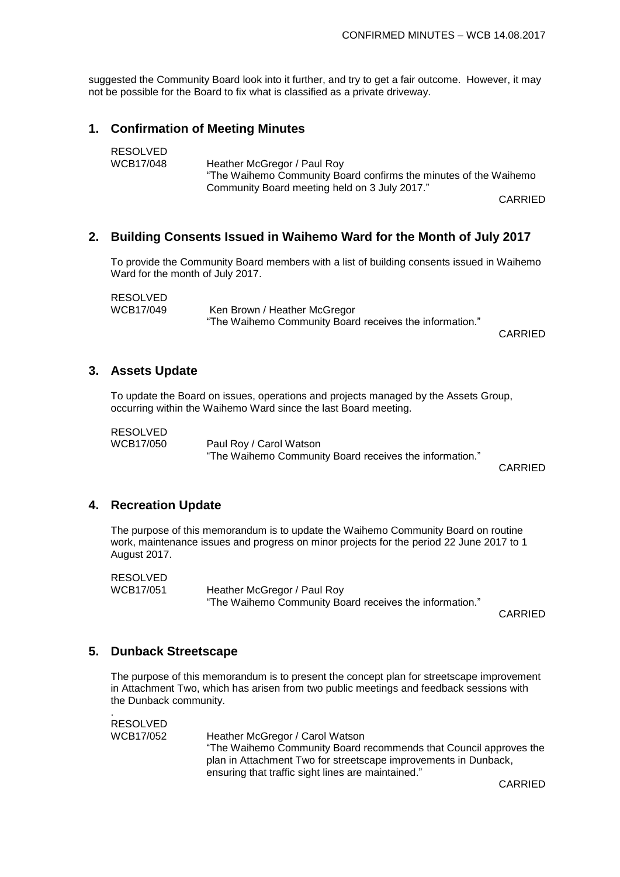suggested the Community Board look into it further, and try to get a fair outcome. However, it may not be possible for the Board to fix what is classified as a private driveway.

## 1. Confirmation of Meeting Minutes

RESOLVED
WCB17/048 Heather McGregor / Paul Roy
"The Waihemo Community Board confirms the minutes of the Waihemo Community Board meeting held on 3 July 2017."

CARRIED

## 2. Building Consents Issued in Waihemo Ward for the Month of July 2017

To provide the Community Board members with a list of building consents issued in Waihemo Ward for the month of July 2017.

RESOLVED
WCB17/049 Ken Brown / Heather McGregor
"The Waihemo Community Board receives the information."

CARRIED

## 3. Assets Update

To update the Board on issues, operations and projects managed by the Assets Group, occurring within the Waihemo Ward since the last Board meeting.

RESOLVED
WCB17/050 Paul Roy / Carol Watson
"The Waihemo Community Board receives the information."

CARRIED

## 4. Recreation Update

The purpose of this memorandum is to update the Waihemo Community Board on routine work, maintenance issues and progress on minor projects for the period 22 June 2017 to 1 August 2017.

RESOLVED
WCB17/051 Heather McGregor / Paul Roy
"The Waihemo Community Board receives the information."

CARRIED

## 5. Dunback Streetscape

The purpose of this memorandum is to present the concept plan for streetscape improvement in Attachment Two, which has arisen from two public meetings and feedback sessions with the Dunback community.

.
RESOLVED
WCB17/052 Heather McGregor / Carol Watson
"The Waihemo Community Board recommends that Council approves the plan in Attachment Two for streetscape improvements in Dunback, ensuring that traffic sight lines are maintained."

CARRIED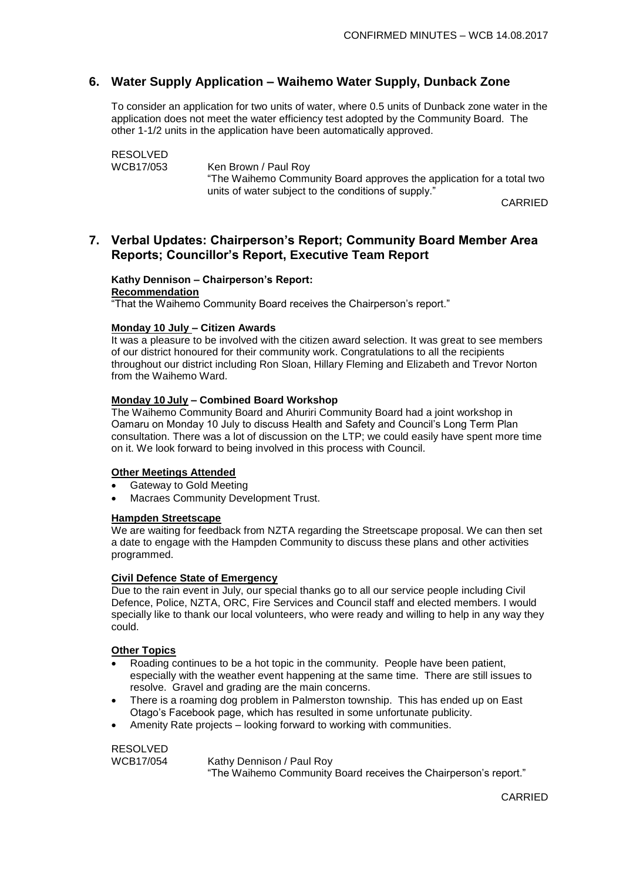## 6. Water Supply Application – Waihemo Water Supply, Dunback Zone

To consider an application for two units of water, where 0.5 units of Dunback zone water in the application does not meet the water efficiency test adopted by the Community Board. The other 1-1/2 units in the application have been automatically approved.

RESOLVED
WCB17/053 Ken Brown / Paul Roy
"The Waihemo Community Board approves the application for a total two units of water subject to the conditions of supply."

CARRIED

## 7. Verbal Updates: Chairperson's Report; Community Board Member Area Reports; Councillor's Report, Executive Team Report

**Kathy Dennison – Chairperson's Report:**
**Recommendation**
"That the Waihemo Community Board receives the Chairperson's report."

**Monday 10 July – Citizen Awards**
It was a pleasure to be involved with the citizen award selection. It was great to see members of our district honoured for their community work. Congratulations to all the recipients throughout our district including Ron Sloan, Hillary Fleming and Elizabeth and Trevor Norton from the Waihemo Ward.

**Monday 10 July – Combined Board Workshop**
The Waihemo Community Board and Ahuriri Community Board had a joint workshop in Oamaru on Monday 10 July to discuss Health and Safety and Council's Long Term Plan consultation. There was a lot of discussion on the LTP; we could easily have spent more time on it. We look forward to being involved in this process with Council.

**Other Meetings Attended**
- Gateway to Gold Meeting
- Macraes Community Development Trust.

**Hampden Streetscape**
We are waiting for feedback from NZTA regarding the Streetscape proposal. We can then set a date to engage with the Hampden Community to discuss these plans and other activities programmed.

**Civil Defence State of Emergency**
Due to the rain event in July, our special thanks go to all our service people including Civil Defence, Police, NZTA, ORC, Fire Services and Council staff and elected members. I would specially like to thank our local volunteers, who were ready and willing to help in any way they could.

**Other Topics**
- Roading continues to be a hot topic in the community. People have been patient, especially with the weather event happening at the same time. There are still issues to resolve. Gravel and grading are the main concerns.
- There is a roaming dog problem in Palmerston township. This has ended up on East Otago's Facebook page, which has resulted in some unfortunate publicity.
- Amenity Rate projects – looking forward to working with communities.

RESOLVED
WCB17/054 Kathy Dennison / Paul Roy
"The Waihemo Community Board receives the Chairperson's report."

CARRIED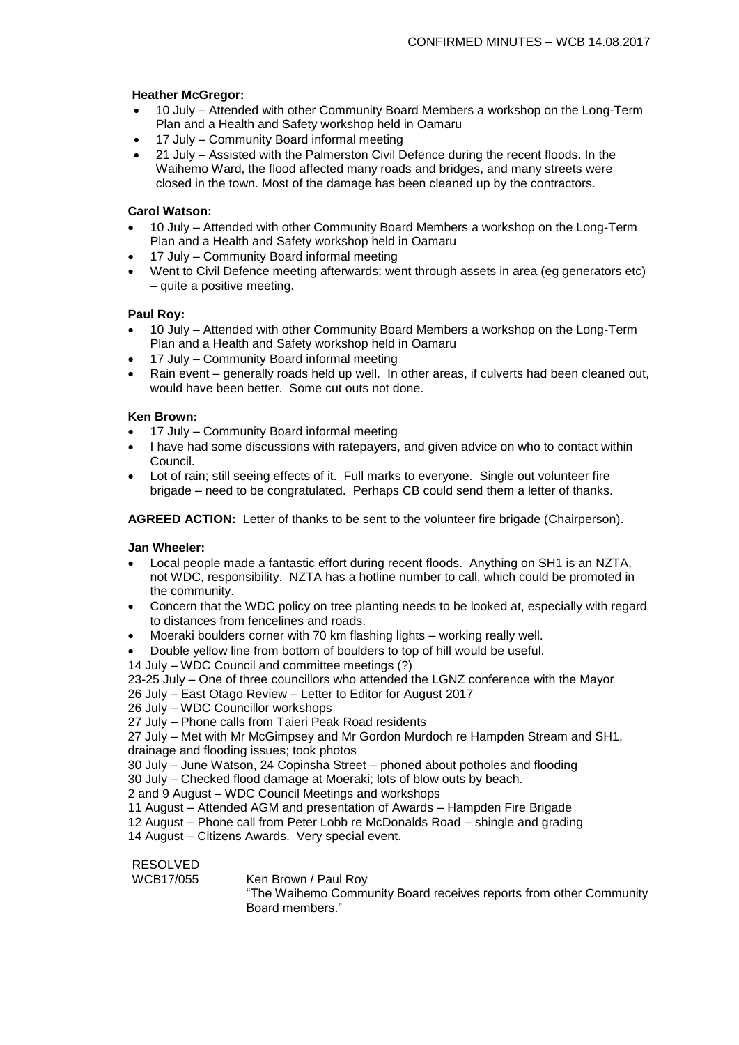**Heather McGregor:**

- 10 July – Attended with other Community Board Members a workshop on the Long-Term Plan and a Health and Safety workshop held in Oamaru
- 17 July – Community Board informal meeting
- 21 July – Assisted with the Palmerston Civil Defence during the recent floods. In the Waihemo Ward, the flood affected many roads and bridges, and many streets were closed in the town. Most of the damage has been cleaned up by the contractors.

**Carol Watson:**

- 10 July – Attended with other Community Board Members a workshop on the Long-Term Plan and a Health and Safety workshop held in Oamaru
- 17 July – Community Board informal meeting
- Went to Civil Defence meeting afterwards; went through assets in area (eg generators etc) – quite a positive meeting.

**Paul Roy:**

- 10 July – Attended with other Community Board Members a workshop on the Long-Term Plan and a Health and Safety workshop held in Oamaru
- 17 July – Community Board informal meeting
- Rain event – generally roads held up well. In other areas, if culverts had been cleaned out, would have been better. Some cut outs not done.

**Ken Brown:**

- 17 July – Community Board informal meeting
- I have had some discussions with ratepayers, and given advice on who to contact within Council.
- Lot of rain; still seeing effects of it. Full marks to everyone. Single out volunteer fire brigade – need to be congratulated. Perhaps CB could send them a letter of thanks.

**AGREED ACTION:** Letter of thanks to be sent to the volunteer fire brigade (Chairperson).

**Jan Wheeler:**

- Local people made a fantastic effort during recent floods. Anything on SH1 is an NZTA, not WDC, responsibility. NZTA has a hotline number to call, which could be promoted in the community.
- Concern that the WDC policy on tree planting needs to be looked at, especially with regard to distances from fencelines and roads.
- Moeraki boulders corner with 70 km flashing lights – working really well.
- Double yellow line from bottom of boulders to top of hill would be useful.

14 July – WDC Council and committee meetings (?)
23-25 July – One of three councillors who attended the LGNZ conference with the Mayor
26 July – East Otago Review – Letter to Editor for August 2017
26 July – WDC Councillor workshops
27 July – Phone calls from Taieri Peak Road residents
27 July – Met with Mr McGimpsey and Mr Gordon Murdoch re Hampden Stream and SH1, drainage and flooding issues; took photos
30 July – June Watson, 24 Copinsha Street – phoned about potholes and flooding
30 July – Checked flood damage at Moeraki; lots of blow outs by beach.
2 and 9 August – WDC Council Meetings and workshops
11 August – Attended AGM and presentation of Awards – Hampden Fire Brigade
12 August – Phone call from Peter Lobb re McDonalds Road – shingle and grading
14 August – Citizens Awards. Very special event.

RESOLVED
WCB17/055 Ken Brown / Paul Roy
"The Waihemo Community Board receives reports from other Community Board members."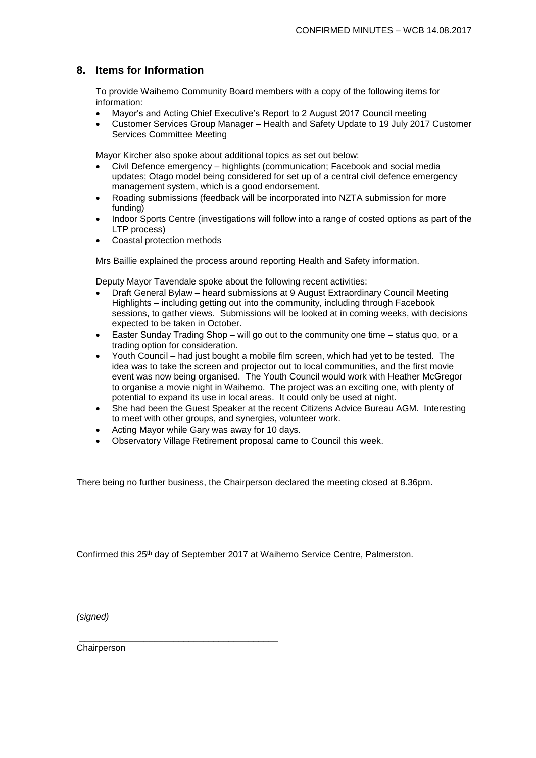## 8. Items for Information

To provide Waihemo Community Board members with a copy of the following items for information:

- Mayor's and Acting Chief Executive's Report to 2 August 2017 Council meeting
- Customer Services Group Manager – Health and Safety Update to 19 July 2017 Customer Services Committee Meeting

Mayor Kircher also spoke about additional topics as set out below:

- Civil Defence emergency – highlights (communication; Facebook and social media updates; Otago model being considered for set up of a central civil defence emergency management system, which is a good endorsement.
- Roading submissions (feedback will be incorporated into NZTA submission for more funding)
- Indoor Sports Centre (investigations will follow into a range of costed options as part of the LTP process)
- Coastal protection methods

Mrs Baillie explained the process around reporting Health and Safety information.

Deputy Mayor Tavendale spoke about the following recent activities:

- Draft General Bylaw – heard submissions at 9 August Extraordinary Council Meeting Highlights – including getting out into the community, including through Facebook sessions, to gather views. Submissions will be looked at in coming weeks, with decisions expected to be taken in October.
- Easter Sunday Trading Shop – will go out to the community one time – status quo, or a trading option for consideration.
- Youth Council – had just bought a mobile film screen, which had yet to be tested. The idea was to take the screen and projector out to local communities, and the first movie event was now being organised. The Youth Council would work with Heather McGregor to organise a movie night in Waihemo. The project was an exciting one, with plenty of potential to expand its use in local areas. It could only be used at night.
- She had been the Guest Speaker at the recent Citizens Advice Bureau AGM. Interesting to meet with other groups, and synergies, volunteer work.
- Acting Mayor while Gary was away for 10 days.
- Observatory Village Retirement proposal came to Council this week.

There being no further business, the Chairperson declared the meeting closed at 8.36pm.

Confirmed this 25th day of September 2017 at Waihemo Service Centre, Palmerston.

*(signed)*

\_\_\_\_\_\_\_\_\_\_\_\_\_\_\_\_\_\_\_\_\_\_\_\_\_\_\_\_\_\_\_\_\_\_\_\_\_\_\_\_

Chairperson